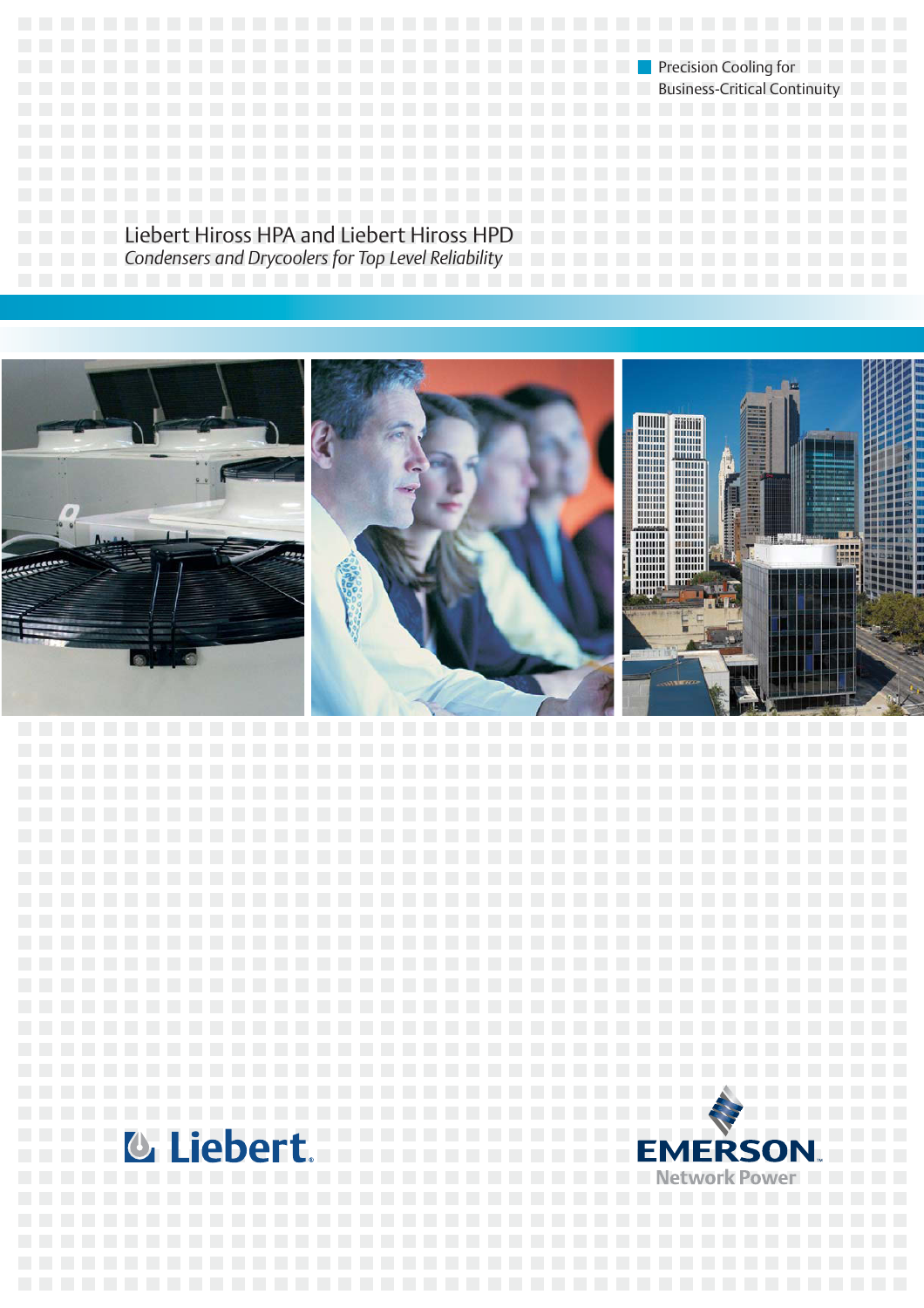Precision Cooling for Business-Critical Continuity

# Liebert Hiross HPA and Liebert Hiross HPD

*Condensers and Drycoolers for Top Level Reliability*

Liebert

EMERSON Network Power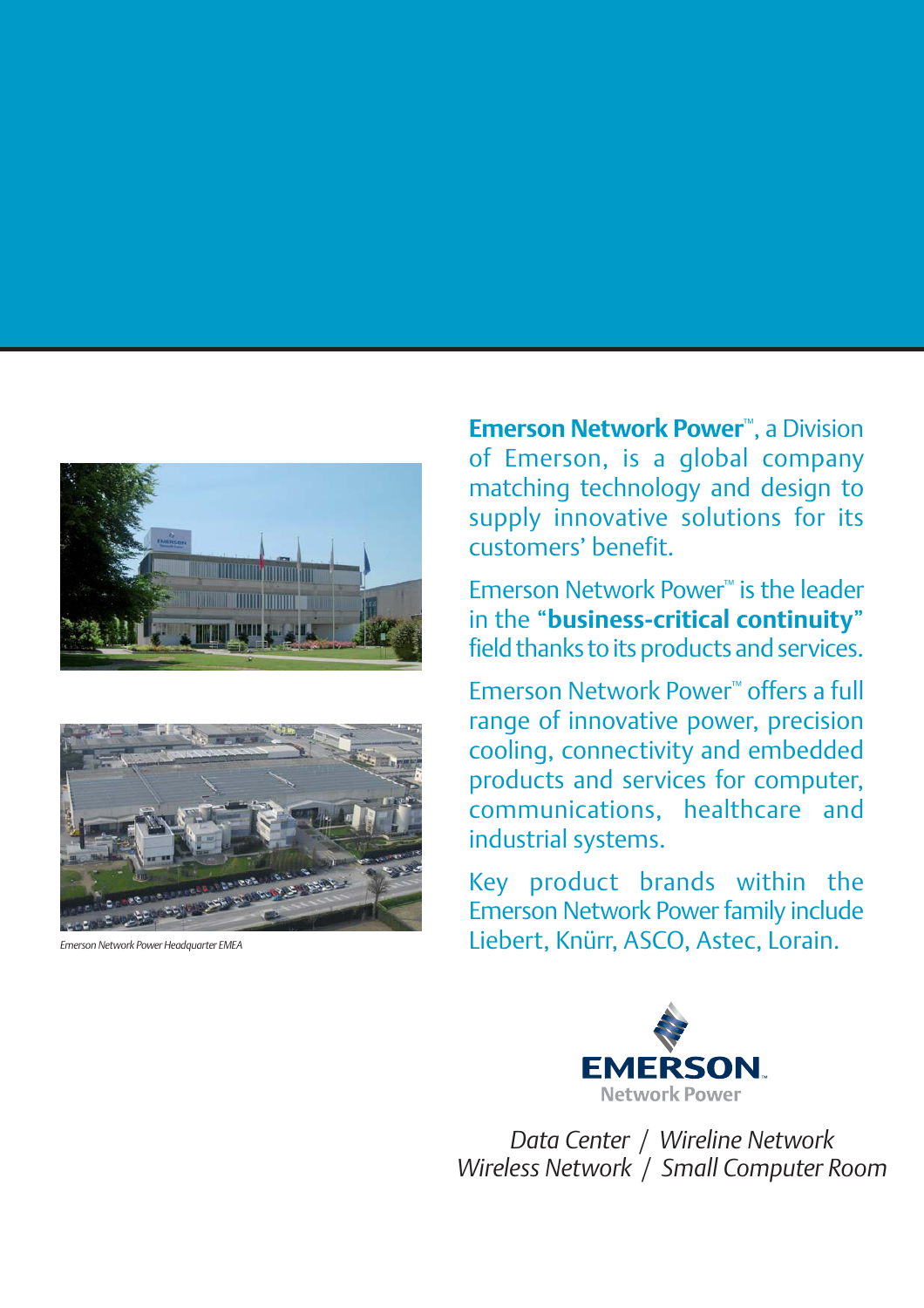Emerson Network Power Headquarter EMEA

**Emerson Network Power**™, a Division of Emerson, is a global company matching technology and design to supply innovative solutions for its customers' benefit.

Emerson Network Power™ is the leader in the "**business-critical continuity**" field thanks to its products and services.

Emerson Network Power™ offers a full range of innovative power, precision cooling, connectivity and embedded products and services for computer, communications, healthcare and industrial systems.

Key product brands within the Emerson Network Power family include Liebert, Knürr, ASCO, Astec, Lorain.

EMERSON. Network Power

*Data Center / Wireline Network*
*Wireless Network / Small Computer Room*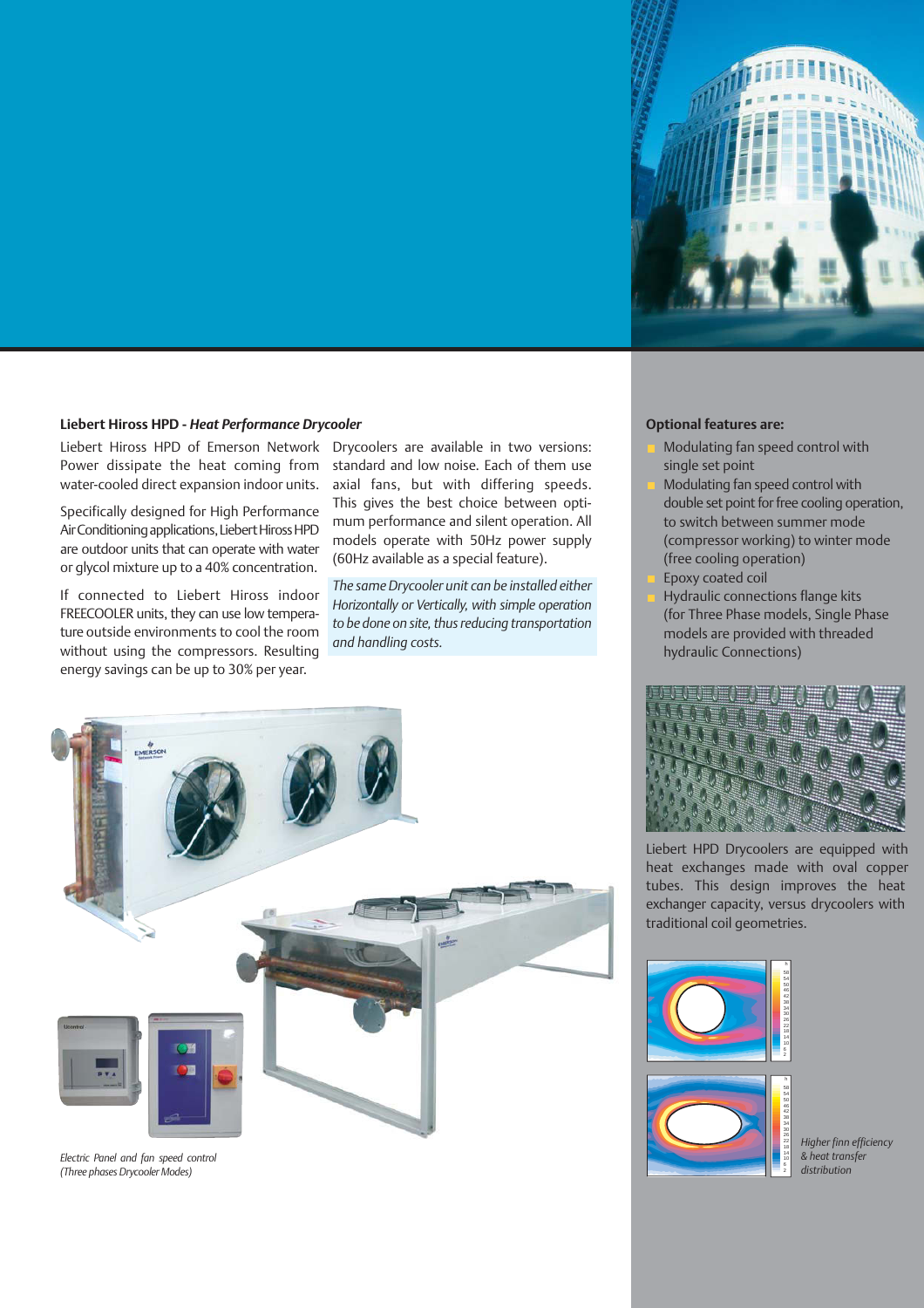**Liebert Hiross HPD - *Heat Performance Drycooler***

Liebert Hiross HPD of Emerson Network Power dissipate the heat coming from water-cooled direct expansion indoor units.

Specifically designed for High Performance Air Conditioning applications, Liebert Hiross HPD are outdoor units that can operate with water or glycol mixture up to a 40% concentration.

If connected to Liebert Hiross indoor FREECOOLER units, they can use low temperature outside environments to cool the room without using the compressors. Resulting energy savings can be up to 30% per year.

Drycoolers are available in two versions: standard and low noise. Each of them use axial fans, but with differing speeds. This gives the best choice between optimum performance and silent operation. All models operate with 50Hz power supply (60Hz available as a special feature).

*The same Drycooler unit can be installed either Horizontally or Vertically, with simple operation to be done on site, thus reducing transportation and handling costs.*

*Electric Panel and fan speed control (Three phases Drycooler Modes)*

**Optional features are:**

- Modulating fan speed control with single set point
- Modulating fan speed control with double set point for free cooling operation, to switch between summer mode (compressor working) to winter mode (free cooling operation)
- Epoxy coated coil
- Hydraulic connections flange kits (for Three Phase models, Single Phase models are provided with threaded hydraulic Connections)

Liebert HPD Drycoolers are equipped with heat exchanges made with oval copper tubes. This design improves the heat exchanger capacity, versus drycoolers with traditional coil geometries.

*Higher finn efficiency & heat transfer distribution*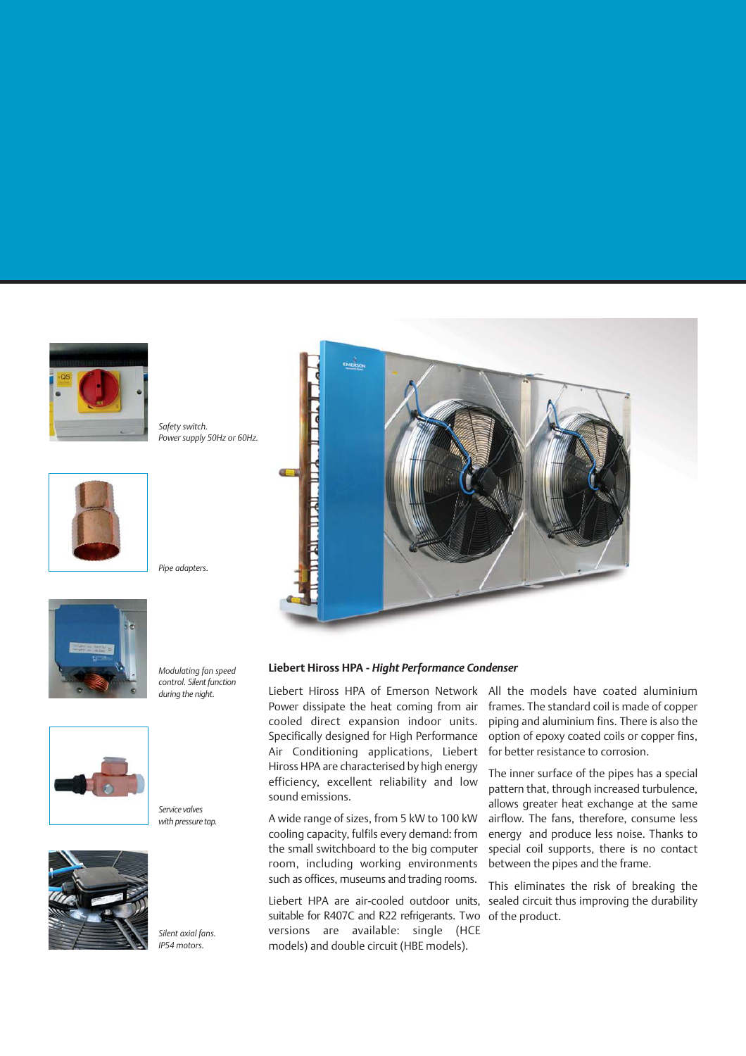Safety switch.
Power supply 50Hz or 60Hz.

Pipe adapters.

Modulating fan speed control. Silent function during the night.

Service valves with pressure tap.

Silent axial fans. IP54 motors.

**Liebert Hiross HPA - *Hight Performance Condenser***

Liebert Hiross HPA of Emerson Network Power dissipate the heat coming from air cooled direct expansion indoor units. Specifically designed for High Performance Air Conditioning applications, Liebert Hiross HPA are characterised by high energy efficiency, excellent reliability and low sound emissions.

A wide range of sizes, from 5 kW to 100 kW cooling capacity, fulfils every demand: from the small switchboard to the big computer room, including working environments such as offices, museums and trading rooms.

Liebert HPA are air-cooled outdoor units, suitable for R407C and R22 refrigerants. Two versions are available: single (HCE models) and double circuit (HBE models).

All the models have coated aluminium frames. The standard coil is made of copper piping and aluminium fins. There is also the option of epoxy coated coils or copper fins, for better resistance to corrosion.

The inner surface of the pipes has a special pattern that, through increased turbulence, allows greater heat exchange at the same airflow. The fans, therefore, consume less energy and produce less noise. Thanks to special coil supports, there is no contact between the pipes and the frame.

This eliminates the risk of breaking the sealed circuit thus improving the durability of the product.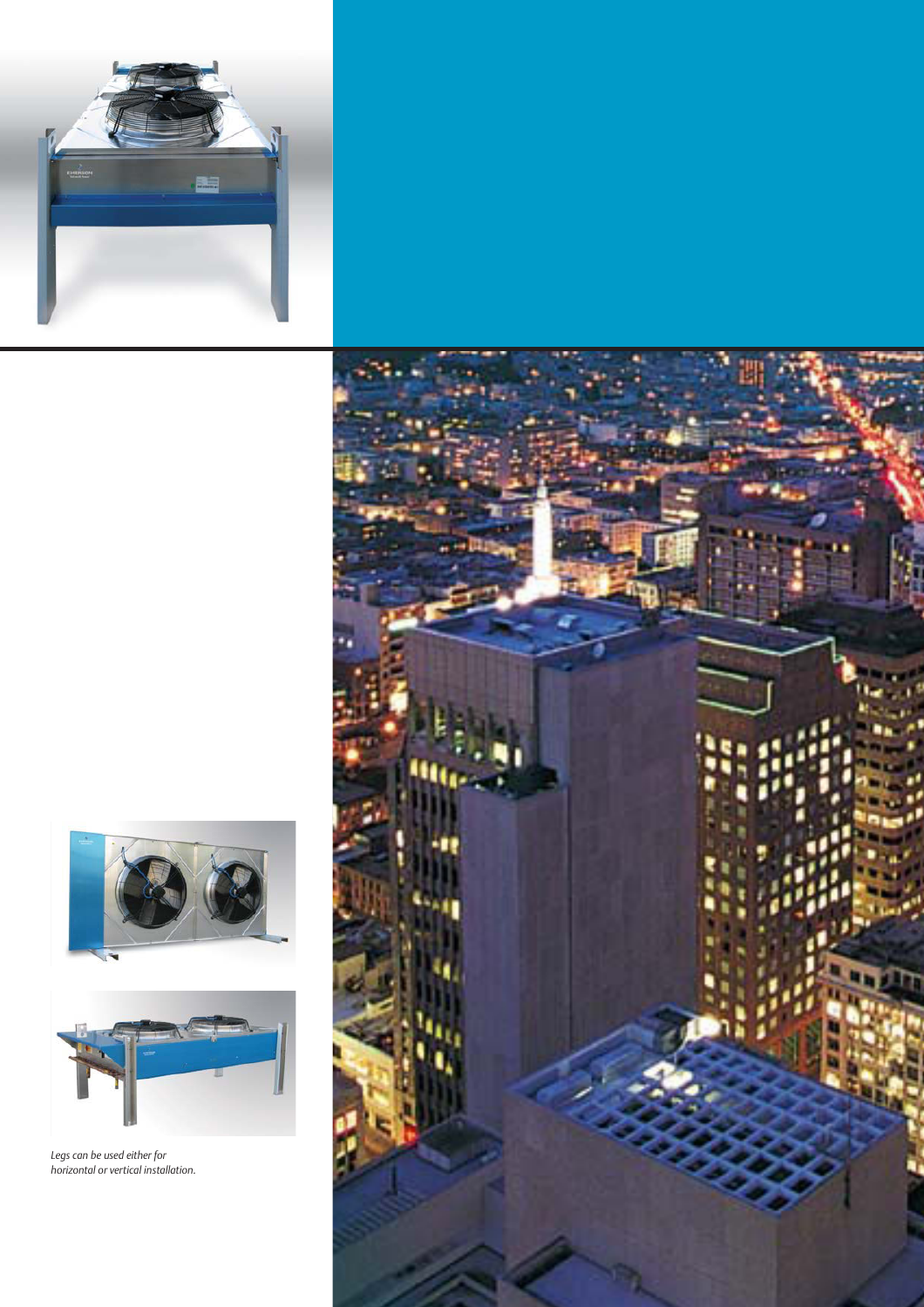*Legs can be used either for horizontal or vertical installation.*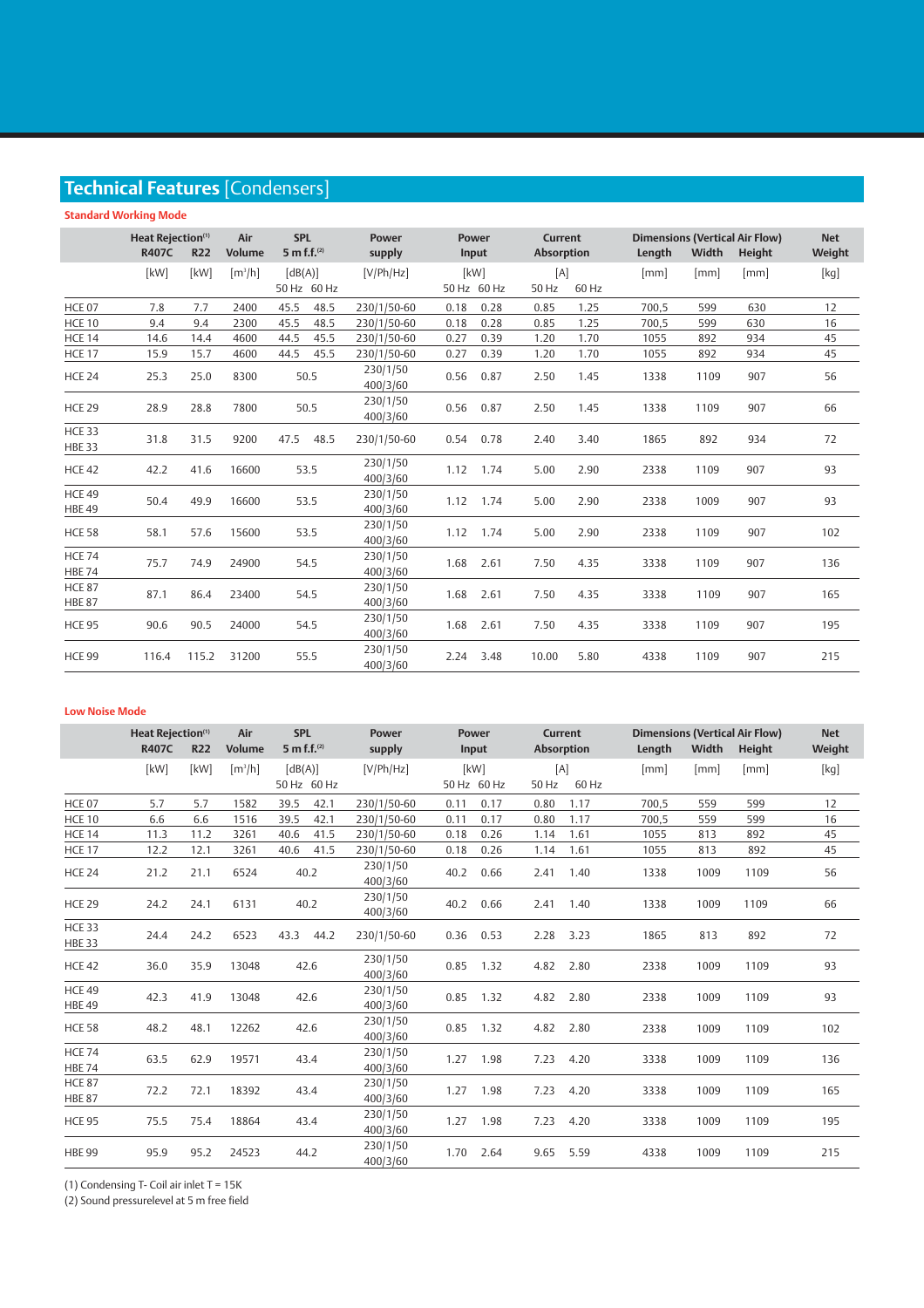## Technical Features [Condensers]

### Standard Working Mode

| | Heat Rejection[1] | | Air Volume | SPL 5 m f.f.[2] | | Power supply | Power Input | | Current Absorption | | Dimensions (Vertical Air Flow) | | | Net Weight |
|---|---|---|---|---|---|---|---|---|---|---|---|---|---|---|
| | R407C | R22 | | | | | | | | | Length | Width | Height | |
| | [kW] | [kW] | [m³/h] | [dB(A)] | | [V/Ph/Hz] | [kW] | | [A] | | [mm] | [mm] | [mm] | [kg] |
| | | | | 50 Hz | 60 Hz | | 50 Hz | 60 Hz | 50 Hz | 60 Hz | | | | |
| HCE 07 | 7.8 | 7.7 | 2400 | 45.5 | 48.5 | 230/1/50-60 | 0.18 | 0.28 | 0.85 | 1.25 | 700,5 | 599 | 630 | 12 |
| HCE 10 | 9.4 | 9.4 | 2300 | 45.5 | 48.5 | 230/1/50-60 | 0.18 | 0.28 | 0.85 | 1.25 | 700,5 | 599 | 630 | 16 |
| HCE 14 | 14.6 | 14.4 | 4600 | 44.5 | 45.5 | 230/1/50-60 | 0.27 | 0.39 | 1.20 | 1.70 | 1055 | 892 | 934 | 45 |
| HCE 17 | 15.9 | 15.7 | 4600 | 44.5 | 45.5 | 230/1/50-60 | 0.27 | 0.39 | 1.20 | 1.70 | 1055 | 892 | 934 | 45 |
| HCE 24 | 25.3 | 25.0 | 8300 | 50.5 | | 230/1/50 400/3/60 | 0.56 | 0.87 | 2.50 | 1.45 | 1338 | 1109 | 907 | 56 |
| HCE 29 | 28.9 | 28.8 | 7800 | 50.5 | | 230/1/50 400/3/60 | 0.56 | 0.87 | 2.50 | 1.45 | 1338 | 1109 | 907 | 66 |
| HCE 33 HBE 33 | 31.8 | 31.5 | 9200 | 47.5 | 48.5 | 230/1/50-60 | 0.54 | 0.78 | 2.40 | 3.40 | 1865 | 892 | 934 | 72 |
| HCE 42 | 42.2 | 41.6 | 16600 | 53.5 | | 230/1/50 400/3/60 | 1.12 | 1.74 | 5.00 | 2.90 | 2338 | 1109 | 907 | 93 |
| HCE 49 HBE 49 | 50.4 | 49.9 | 16600 | 53.5 | | 230/1/50 400/3/60 | 1.12 | 1.74 | 5.00 | 2.90 | 2338 | 1009 | 907 | 93 |
| HCE 58 | 58.1 | 57.6 | 15600 | 53.5 | | 230/1/50 400/3/60 | 1.12 | 1.74 | 5.00 | 2.90 | 2338 | 1109 | 907 | 102 |
| HCE 74 HBE 74 | 75.7 | 74.9 | 24900 | 54.5 | | 230/1/50 400/3/60 | 1.68 | 2.61 | 7.50 | 4.35 | 3338 | 1109 | 907 | 136 |
| HCE 87 HBE 87 | 87.1 | 86.4 | 23400 | 54.5 | | 230/1/50 400/3/60 | 1.68 | 2.61 | 7.50 | 4.35 | 3338 | 1109 | 907 | 165 |
| HCE 95 | 90.6 | 90.5 | 24000 | 54.5 | | 230/1/50 400/3/60 | 1.68 | 2.61 | 7.50 | 4.35 | 3338 | 1109 | 907 | 195 |
| HCE 99 | 116.4 | 115.2 | 31200 | 55.5 | | 230/1/50 400/3/60 | 2.24 | 3.48 | 10.00 | 5.80 | 4338 | 1109 | 907 | 215 |

### Low Noise Mode

| | Heat Rejection[1] | | Air Volume | SPL 5 m f.f.[2] | | Power supply | Power Input | | Current Absorption | | Dimensions (Vertical Air Flow) | | | Net Weight |
|---|---|---|---|---|---|---|---|---|---|---|---|---|---|---|
| | R407C | R22 | | | | | | | | | Length | Width | Height | |
| | [kW] | [kW] | [m³/h] | [dB(A)] | | [V/Ph/Hz] | [kW] | | [A] | | [mm] | [mm] | [mm] | [kg] |
| | | | | 50 Hz | 60 Hz | | 50 Hz | 60 Hz | 50 Hz | 60 Hz | | | | |
| HCE 07 | 5.7 | 5.7 | 1582 | 39.5 | 42.1 | 230/1/50-60 | 0.11 | 0.17 | 0.80 | 1.17 | 700,5 | 559 | 599 | 12 |
| HCE 10 | 6.6 | 6.6 | 1516 | 39.5 | 42.1 | 230/1/50-60 | 0.11 | 0.17 | 0.80 | 1.17 | 700,5 | 559 | 599 | 16 |
| HCE 14 | 11.3 | 11.2 | 3261 | 40.6 | 41.5 | 230/1/50-60 | 0.18 | 0.26 | 1.14 | 1.61 | 1055 | 813 | 892 | 45 |
| HCE 17 | 12.2 | 12.1 | 3261 | 40.6 | 41.5 | 230/1/50-60 | 0.18 | 0.26 | 1.14 | 1.61 | 1055 | 813 | 892 | 45 |
| HCE 24 | 21.2 | 21.1 | 6524 | 40.2 | | 230/1/50 400/3/60 | 40.2 | 0.66 | 2.41 | 1.40 | 1338 | 1009 | 1109 | 56 |
| HCE 29 | 24.2 | 24.1 | 6131 | 40.2 | | 230/1/50 400/3/60 | 40.2 | 0.66 | 2.41 | 1.40 | 1338 | 1009 | 1109 | 66 |
| HCE 33 HBE 33 | 24.4 | 24.2 | 6523 | 43.3 | 44.2 | 230/1/50-60 | 0.36 | 0.53 | 2.28 | 3.23 | 1865 | 813 | 892 | 72 |
| HCE 42 | 36.0 | 35.9 | 13048 | 42.6 | | 230/1/50 400/3/60 | 0.85 | 1.32 | 4.82 | 2.80 | 2338 | 1009 | 1109 | 93 |
| HCE 49 HBE 49 | 42.3 | 41.9 | 13048 | 42.6 | | 230/1/50 400/3/60 | 0.85 | 1.32 | 4.82 | 2.80 | 2338 | 1009 | 1109 | 93 |
| HCE 58 | 48.2 | 48.1 | 12262 | 42.6 | | 230/1/50 400/3/60 | 0.85 | 1.32 | 4.82 | 2.80 | 2338 | 1009 | 1109 | 102 |
| HCE 74 HBE 74 | 63.5 | 62.9 | 19571 | 43.4 | | 230/1/50 400/3/60 | 1.27 | 1.98 | 7.23 | 4.20 | 3338 | 1009 | 1109 | 136 |
| HCE 87 HBE 87 | 72.2 | 72.1 | 18392 | 43.4 | | 230/1/50 400/3/60 | 1.27 | 1.98 | 7.23 | 4.20 | 3338 | 1009 | 1109 | 165 |
| HCE 95 | 75.5 | 75.4 | 18864 | 43.4 | | 230/1/50 400/3/60 | 1.27 | 1.98 | 7.23 | 4.20 | 3338 | 1009 | 1109 | 195 |
| HBE 99 | 95.9 | 95.2 | 24523 | 44.2 | | 230/1/50 400/3/60 | 1.70 | 2.64 | 9.65 | 5.59 | 4338 | 1009 | 1109 | 215 |

(1) Condensing T- Coil air inlet T = 15K
(2) Sound pressurelevel at 5 m free field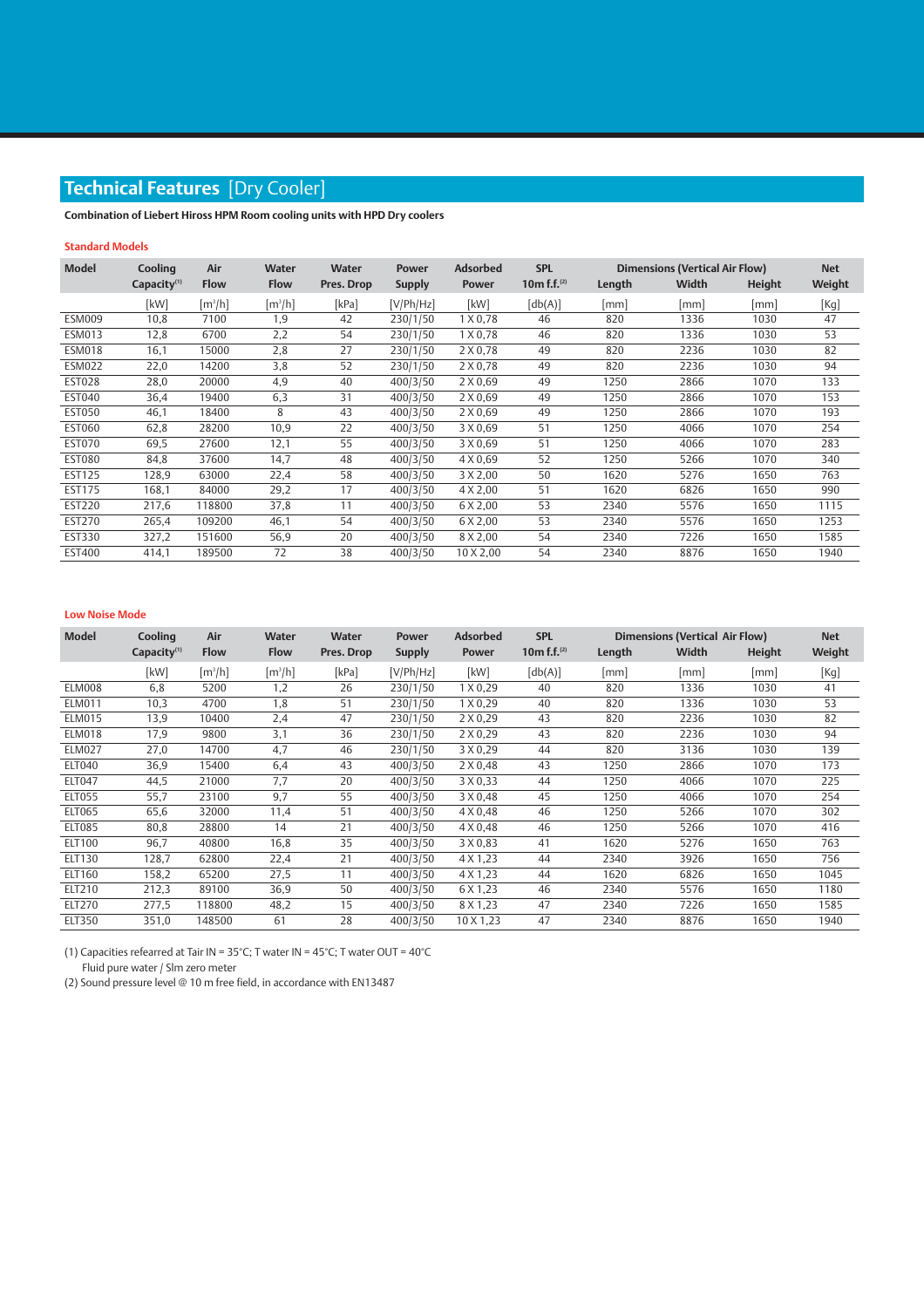# Technical Features [Dry Cooler]

**Combination of Liebert Hiross HPM Room cooling units with HPD Dry coolers**

### Standard Models

| Model | Cooling Capacity[(1)] | Air Flow | Water Flow | Water Pres. Drop | Power Supply | Adsorbed Power | SPL 10m f.f.[(2)] | Dimensions (Vertical Air Flow) Length | Width | Height | Net Weight |
|---|---|---|---|---|---|---|---|---|---|---|---|
| | [kW] | [m³/h] | [m³/h] | [kPa] | [V/Ph/Hz] | [kW] | [db(A)] | [mm] | [mm] | [mm] | [Kg] |
| ESM009 | 10,8 | 7100 | 1,9 | 42 | 230/1/50 | 1 X 0,78 | 46 | 820 | 1336 | 1030 | 47 |
| ESM013 | 12,8 | 6700 | 2,2 | 54 | 230/1/50 | 1 X 0,78 | 46 | 820 | 1336 | 1030 | 53 |
| ESM018 | 16,1 | 15000 | 2,8 | 27 | 230/1/50 | 2 X 0,78 | 49 | 820 | 2236 | 1030 | 82 |
| ESM022 | 22,0 | 14200 | 3,8 | 52 | 230/1/50 | 2 X 0,78 | 49 | 820 | 2236 | 1030 | 94 |
| EST028 | 28,0 | 20000 | 4,9 | 40 | 400/3/50 | 2 X 0,69 | 49 | 1250 | 2866 | 1070 | 133 |
| EST040 | 36,4 | 19400 | 6,3 | 31 | 400/3/50 | 2 X 0,69 | 49 | 1250 | 2866 | 1070 | 153 |
| EST050 | 46,1 | 18400 | 8 | 43 | 400/3/50 | 2 X 0,69 | 49 | 1250 | 2866 | 1070 | 193 |
| EST060 | 62,8 | 28200 | 10,9 | 22 | 400/3/50 | 3 X 0,69 | 51 | 1250 | 4066 | 1070 | 254 |
| EST070 | 69,5 | 27600 | 12,1 | 55 | 400/3/50 | 3 X 0,69 | 51 | 1250 | 4066 | 1070 | 283 |
| EST080 | 84,8 | 37600 | 14,7 | 48 | 400/3/50 | 4 X 0,69 | 52 | 1250 | 5266 | 1070 | 340 |
| EST125 | 128,9 | 63000 | 22,4 | 58 | 400/3/50 | 3 X 2,00 | 50 | 1620 | 5276 | 1650 | 763 |
| EST175 | 168,1 | 84000 | 29,2 | 17 | 400/3/50 | 4 X 2,00 | 51 | 1620 | 6826 | 1650 | 990 |
| EST220 | 217,6 | 118800 | 37,8 | 11 | 400/3/50 | 6 X 2,00 | 53 | 2340 | 5576 | 1650 | 1115 |
| EST270 | 265,4 | 109200 | 46,1 | 54 | 400/3/50 | 6 X 2,00 | 53 | 2340 | 5576 | 1650 | 1253 |
| EST330 | 327,2 | 151600 | 56,9 | 20 | 400/3/50 | 8 X 2,00 | 54 | 2340 | 7226 | 1650 | 1585 |
| EST400 | 414,1 | 189500 | 72 | 38 | 400/3/50 | 10 X 2,00 | 54 | 2340 | 8876 | 1650 | 1940 |

### Low Noise Mode

| Model | Cooling Capacity[(1)] | Air Flow | Water Flow | Water Pres. Drop | Power Supply | Adsorbed Power | SPL 10m f.f.[(2)] | Dimensions (Vertical Air Flow) Length | Width | Height | Net Weight |
|---|---|---|---|---|---|---|---|---|---|---|---|
| | [kW] | [m³/h] | [m³/h] | [kPa] | [V/Ph/Hz] | [kW] | [db(A)] | [mm] | [mm] | [mm] | [Kg] |
| ELM008 | 6,8 | 5200 | 1,2 | 26 | 230/1/50 | 1 X 0,29 | 40 | 820 | 1336 | 1030 | 41 |
| ELM011 | 10,3 | 4700 | 1,8 | 51 | 230/1/50 | 1 X 0,29 | 40 | 820 | 1336 | 1030 | 53 |
| ELM015 | 13,9 | 10400 | 2,4 | 47 | 230/1/50 | 2 X 0,29 | 43 | 820 | 2236 | 1030 | 82 |
| ELM018 | 17,9 | 9800 | 3,1 | 36 | 230/1/50 | 2 X 0,29 | 43 | 820 | 2236 | 1030 | 94 |
| ELM027 | 27,0 | 14700 | 4,7 | 46 | 230/1/50 | 3 X 0,29 | 44 | 820 | 3136 | 1030 | 139 |
| ELT040 | 36,9 | 15400 | 6,4 | 43 | 400/3/50 | 2 X 0,48 | 43 | 1250 | 2866 | 1070 | 173 |
| ELT047 | 44,5 | 21000 | 7,7 | 20 | 400/3/50 | 3 X 0,33 | 44 | 1250 | 4066 | 1070 | 225 |
| ELT055 | 55,7 | 23100 | 9,7 | 55 | 400/3/50 | 3 X 0,48 | 45 | 1250 | 4066 | 1070 | 254 |
| ELT065 | 65,6 | 32000 | 11,4 | 51 | 400/3/50 | 4 X 0,48 | 46 | 1250 | 5266 | 1070 | 302 |
| ELT085 | 80,8 | 28800 | 14 | 21 | 400/3/50 | 4 X 0,48 | 46 | 1250 | 5266 | 1070 | 416 |
| ELT100 | 96,7 | 40800 | 16,8 | 35 | 400/3/50 | 3 X 0,83 | 41 | 1620 | 5276 | 1650 | 763 |
| ELT130 | 128,7 | 62800 | 22,4 | 21 | 400/3/50 | 4 X 1,23 | 44 | 2340 | 3926 | 1650 | 756 |
| ELT160 | 158,2 | 65200 | 27,5 | 11 | 400/3/50 | 4 X 1,23 | 44 | 1620 | 6826 | 1650 | 1045 |
| ELT210 | 212,3 | 89100 | 36,9 | 50 | 400/3/50 | 6 X 1,23 | 46 | 2340 | 5576 | 1650 | 1180 |
| ELT270 | 277,5 | 118800 | 48,2 | 15 | 400/3/50 | 8 X 1,23 | 47 | 2340 | 7226 | 1650 | 1585 |
| ELT350 | 351,0 | 148500 | 61 | 28 | 400/3/50 | 10 X 1,23 | 47 | 2340 | 8876 | 1650 | 1940 |

(1) Capacities refearred at Tair IN = 35°C; T water IN = 45°C; T water OUT = 40°C
Fluid pure water / Slm zero meter

(2) Sound pressure level @ 10 m free field, in accordance with EN13487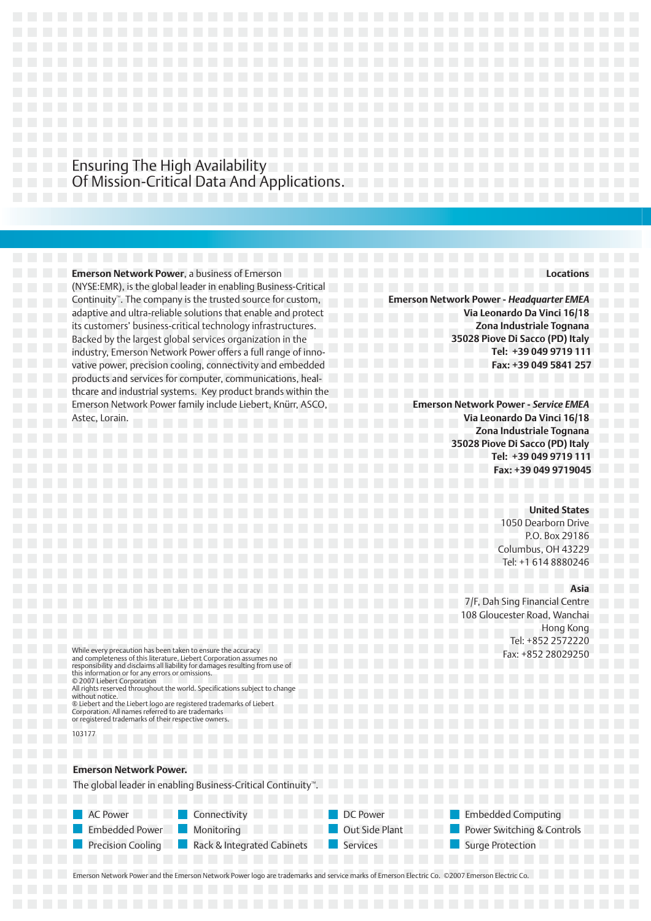# Ensuring The High Availability Of Mission-Critical Data And Applications.

**Emerson Network Power**, a business of Emerson (NYSE:EMR), is the global leader in enabling Business-Critical Continuity™. The company is the trusted source for custom, adaptive and ultra-reliable solutions that enable and protect its customers' business-critical technology infrastructures. Backed by the largest global services organization in the industry, Emerson Network Power offers a full range of innovative power, precision cooling, connectivity and embedded products and services for computer, communications, healthcare and industrial systems. Key product brands within the Emerson Network Power family include Liebert, Knürr, ASCO, Astec, Lorain.

**Locations**

**Emerson Network Power - *Headquarter EMEA***
**Via Leonardo Da Vinci 16/18**
**Zona Industriale Tognana**
**35028 Piove Di Sacco (PD) Italy**
**Tel: +39 049 9719 111**
**Fax: +39 049 5841 257**

**Emerson Network Power - *Service EMEA***
**Via Leonardo Da Vinci 16/18**
**Zona Industriale Tognana**
**35028 Piove Di Sacco (PD) Italy**
**Tel: +39 049 9719 111**
**Fax: +39 049 9719045**

**United States**
1050 Dearborn Drive
P.O. Box 29186
Columbus, OH 43229
Tel: +1 614 8880246

**Asia**
7/F, Dah Sing Financial Centre
108 Gloucester Road, Wanchai
Hong Kong
Tel: +852 2572220
Fax: +852 28029250

While every precaution has been taken to ensure the accuracy and completeness of this literature, Liebert Corporation assumes no responsibility and disclaims all liability for damages resulting from use of this information or for any errors or omissions.
© 2007 Liebert Corporation
All rights reserved throughout the world. Specifications subject to change without notice.
® Liebert and the Liebert logo are registered trademarks of Liebert Corporation. All names referred to are trademarks or registered trademarks of their respective owners.

103177

**Emerson Network Power.**

The global leader in enabling Business-Critical Continuity™.

- AC Power
- Embedded Power
- Precision Cooling
- Connectivity
- Monitoring
- Rack & Integrated Cabinets
- DC Power
- Out Side Plant
- Services
- Embedded Computing
- Power Switching & Controls
- Surge Protection

Emerson Network Power and the Emerson Network Power logo are trademarks and service marks of Emerson Electric Co. ©2007 Emerson Electric Co.